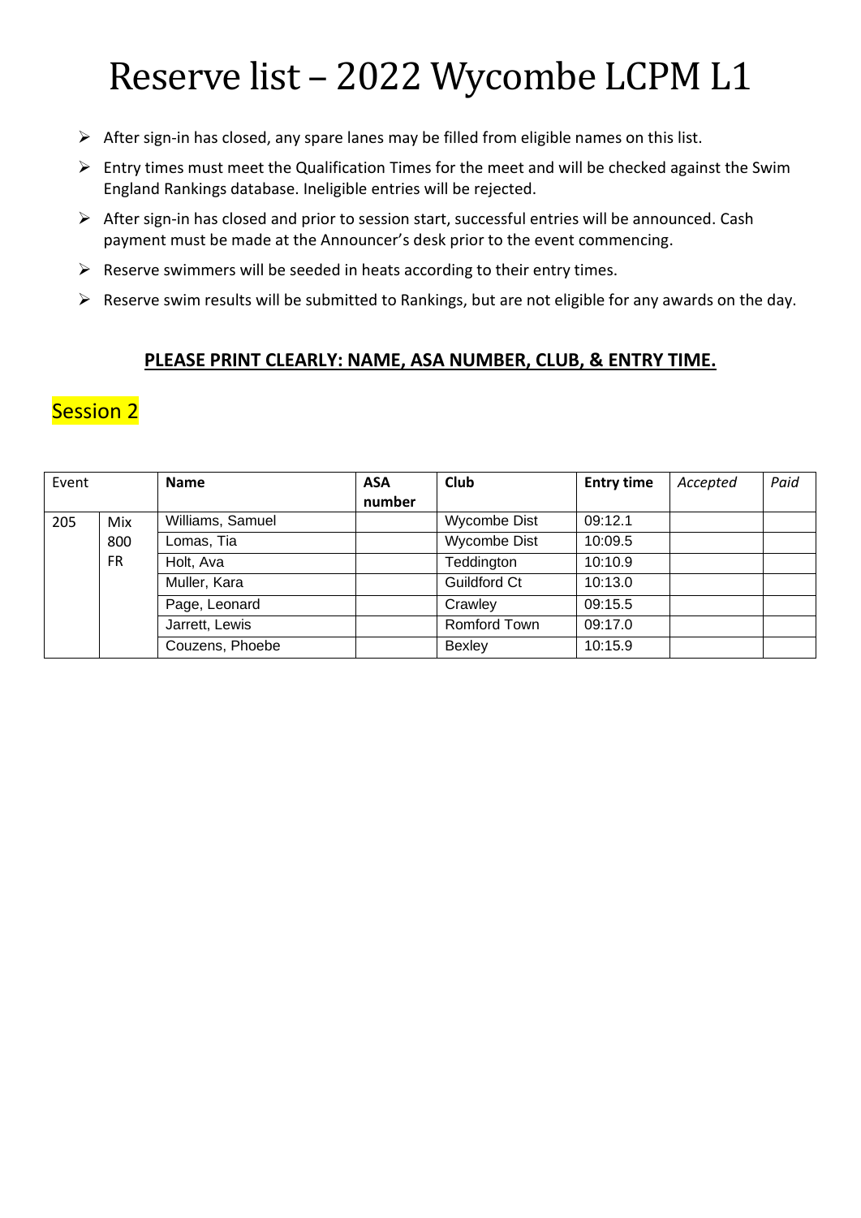# Reserve list – 2022 Wycombe LCPM L1

- After sign-in has closed, any spare lanes may be filled from eligible names on this list.
- Entry times must meet the Qualification Times for the meet and will be checked against the Swim England Rankings database. Ineligible entries will be rejected.
- After sign-in has closed and prior to session start, successful entries will be announced. Cash payment must be made at the Announcer's desk prior to the event commencing.
- Reserve swimmers will be seeded in heats according to their entry times.
- Reserve swim results will be submitted to Rankings, but are not eligible for any awards on the day.

**PLEASE PRINT CLEARLY: NAME, ASA NUMBER, CLUB, & ENTRY TIME.**

## Session 2

| Event | | **Name** | **ASA number** | **Club** | **Entry time** | *Accepted* | *Paid* |
|---|---|---|---|---|---|---|---|
| 205 | Mix 800 FR | Williams, Samuel | | Wycombe Dist | 09:12.1 | | |
| | | Lomas, Tia | | Wycombe Dist | 10:09.5 | | |
| | | Holt, Ava | | Teddington | 10:10.9 | | |
| | | Muller, Kara | | Guildford Ct | 10:13.0 | | |
| | | Page, Leonard | | Crawley | 09:15.5 | | |
| | | Jarrett, Lewis | | Romford Town | 09:17.0 | | |
| | | Couzens, Phoebe | | Bexley | 10:15.9 | | |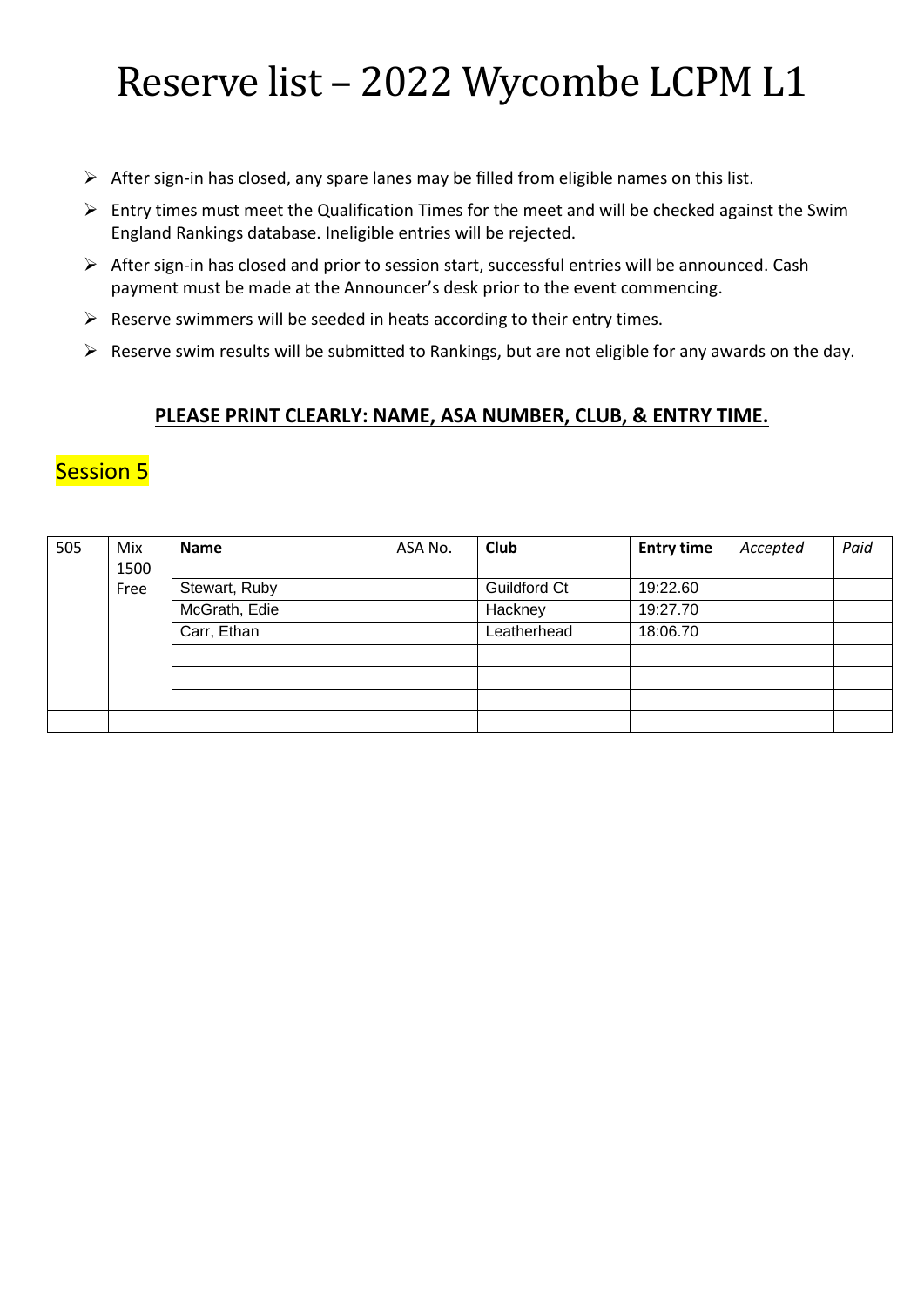# Reserve list – 2022 Wycombe LCPM L1

- After sign-in has closed, any spare lanes may be filled from eligible names on this list.
- Entry times must meet the Qualification Times for the meet and will be checked against the Swim England Rankings database. Ineligible entries will be rejected.
- After sign-in has closed and prior to session start, successful entries will be announced. Cash payment must be made at the Announcer's desk prior to the event commencing.
- Reserve swimmers will be seeded in heats according to their entry times.
- Reserve swim results will be submitted to Rankings, but are not eligible for any awards on the day.

**PLEASE PRINT CLEARLY: NAME, ASA NUMBER, CLUB, & ENTRY TIME.**

## Session 5

| 505 | Mix 1500 Free | **Name** | ASA No. | **Club** | **Entry time** | *Accepted* | *Paid* |
|---|---|---|---|---|---|---|---|
| | | Stewart, Ruby | | Guildford Ct | 19:22.60 | | |
| | | McGrath, Edie | | Hackney | 19:27.70 | | |
| | | Carr, Ethan | | Leatherhead | 18:06.70 | | |
| | | | | | | | |
| | | | | | | | |
| | | | | | | | |
| | | | | | | | |